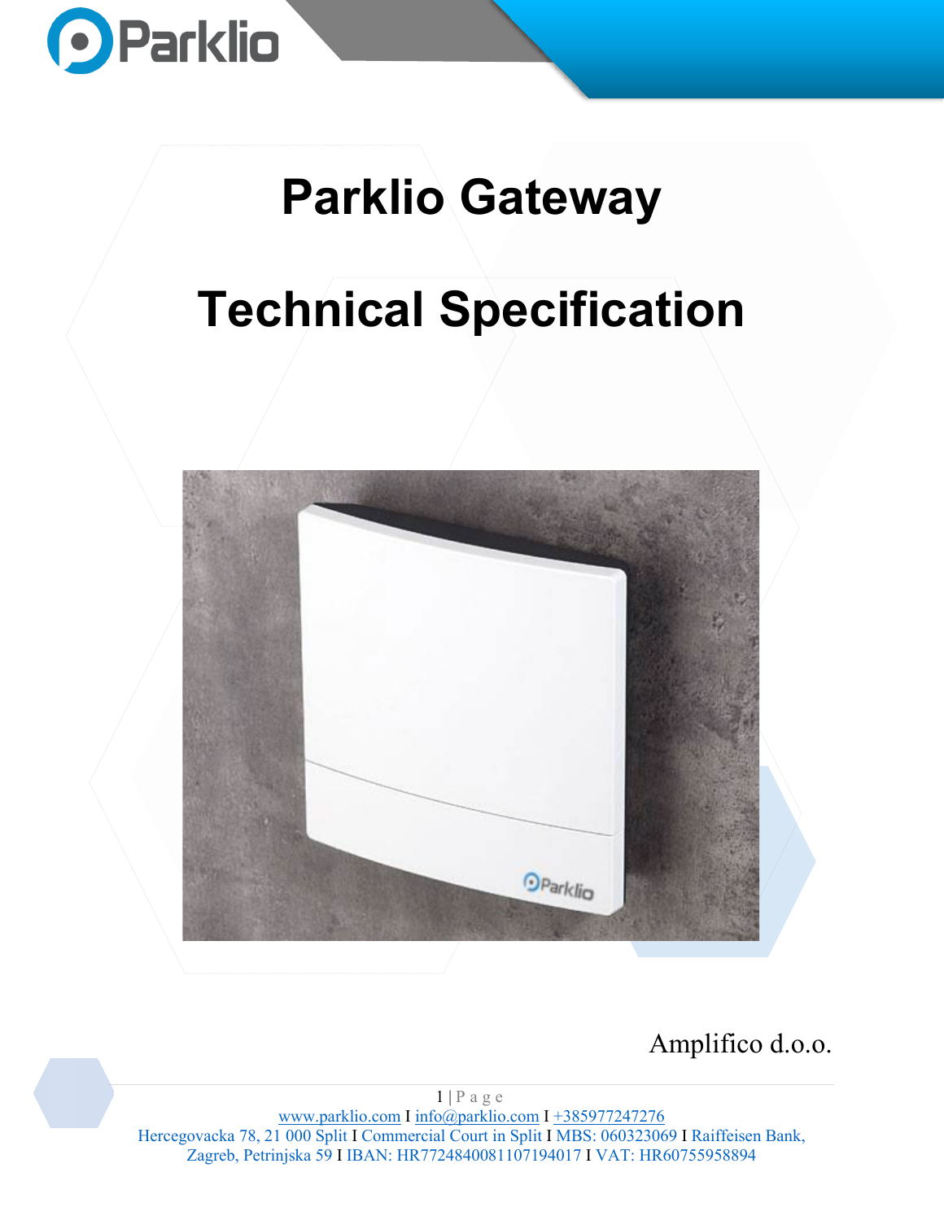# Parklio Gateway

# Technical Specification

Amplifico d.o.o.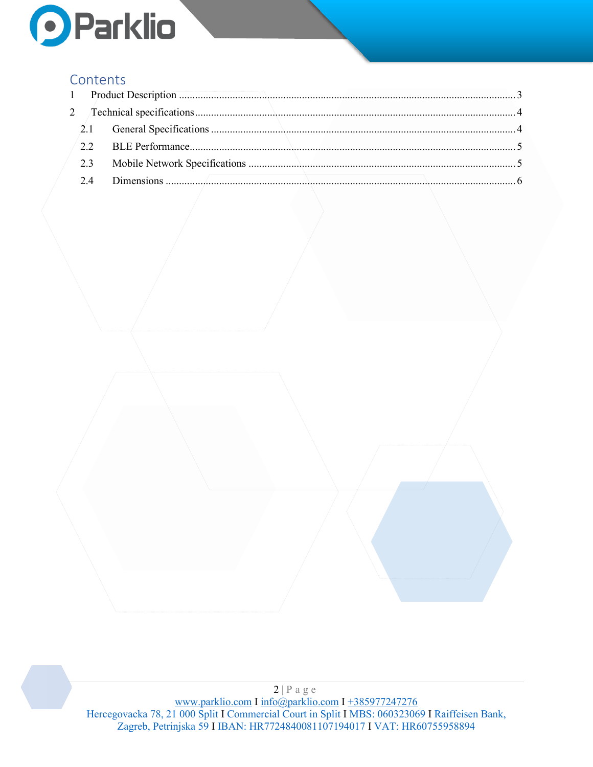# Contents

1 Product Description ........................................................................ 3

2 Technical specifications ........................................................................ 4

2.1 General Specifications ........................................................................ 4

2.2 BLE Performance ........................................................................ 5

2.3 Mobile Network Specifications ........................................................................ 5

2.4 Dimensions ........................................................................ 6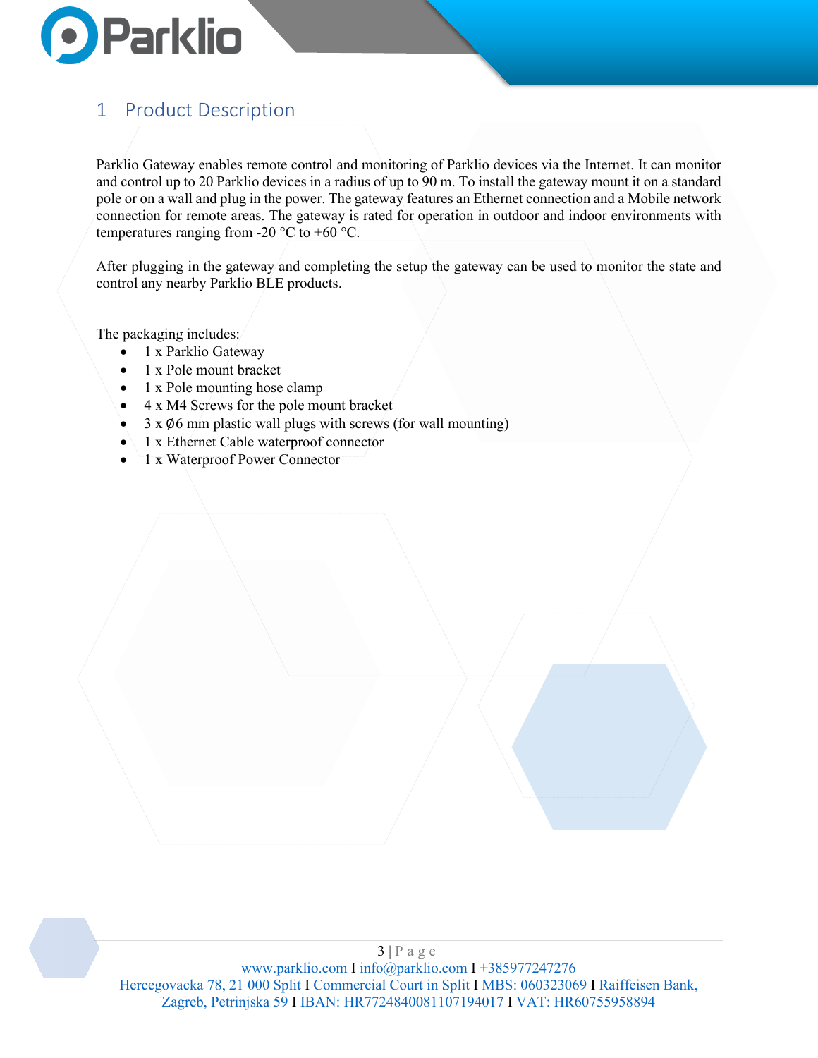# 1 Product Description

Parklio Gateway enables remote control and monitoring of Parklio devices via the Internet. It can monitor and control up to 20 Parklio devices in a radius of up to 90 m. To install the gateway mount it on a standard pole or on a wall and plug in the power. The gateway features an Ethernet connection and a Mobile network connection for remote areas. The gateway is rated for operation in outdoor and indoor environments with temperatures ranging from -20 °C to +60 °C.

After plugging in the gateway and completing the setup the gateway can be used to monitor the state and control any nearby Parklio BLE products.

The packaging includes:

- 1 x Parklio Gateway
- 1 x Pole mount bracket
- 1 x Pole mounting hose clamp
- 4 x M4 Screws for the pole mount bracket
- 3 x Ø6 mm plastic wall plugs with screws (for wall mounting)
- 1 x Ethernet Cable waterproof connector
- 1 x Waterproof Power Connector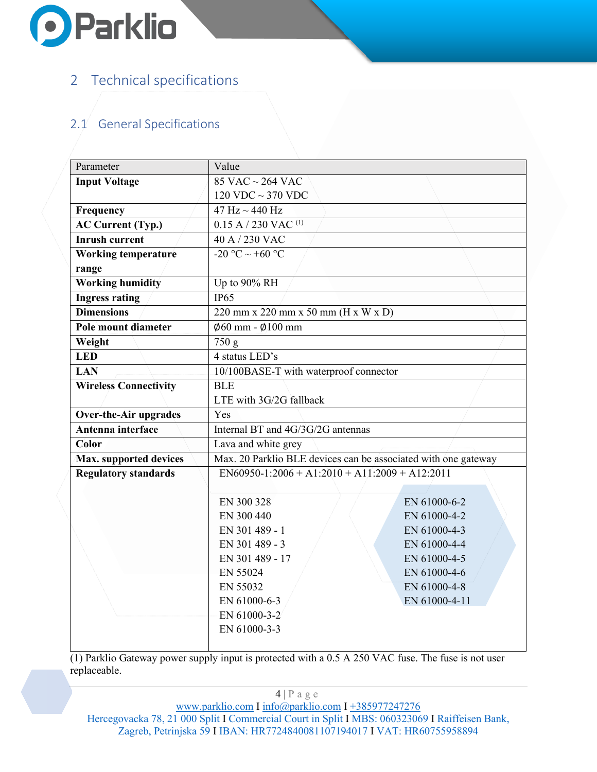## 2 Technical specifications

### 2.1 General Specifications

| Parameter | Value |
| --- | --- |
| **Input Voltage** | 85 VAC ~ 264 VAC<br>120 VDC ~ 370 VDC |
| **Frequency** | 47 Hz ~ 440 Hz |
| **AC Current (Typ.)** | 0.15 A / 230 VAC (1) |
| **Inrush current** | 40 A / 230 VAC |
| **Working temperature range** | -20 °C ~ +60 °C |
| **Working humidity** | Up to 90% RH |
| **Ingress rating** | IP65 |
| **Dimensions** | 220 mm x 220 mm x 50 mm (H x W x D) |
| **Pole mount diameter** | Ø60 mm - Ø100 mm |
| **Weight** | 750 g |
| **LED** | 4 status LED's |
| **LAN** | 10/100BASE-T with waterproof connector |
| **Wireless Connectivity** | BLE<br>LTE with 3G/2G fallback |
| **Over-the-Air upgrades** | Yes |
| **Antenna interface** | Internal BT and 4G/3G/2G antennas |
| **Color** | Lava and white grey |
| **Max. supported devices** | Max. 20 Parklio BLE devices can be associated with one gateway |
| **Regulatory standards** | EN60950-1:2006 + A1:2010 + A11:2009 + A12:2011<br><br>EN 300 328<br>EN 300 440<br>EN 301 489 - 1<br>EN 301 489 - 3<br>EN 301 489 - 17<br>EN 55024<br>EN 55032<br>EN 61000-6-3<br>EN 61000-3-2<br>EN 61000-3-3<br>EN 61000-6-2<br>EN 61000-4-2<br>EN 61000-4-3<br>EN 61000-4-4<br>EN 61000-4-5<br>EN 61000-4-6<br>EN 61000-4-8<br>EN 61000-4-11 |

(1) Parklio Gateway power supply input is protected with a 0.5 A 250 VAC fuse. The fuse is not user replaceable.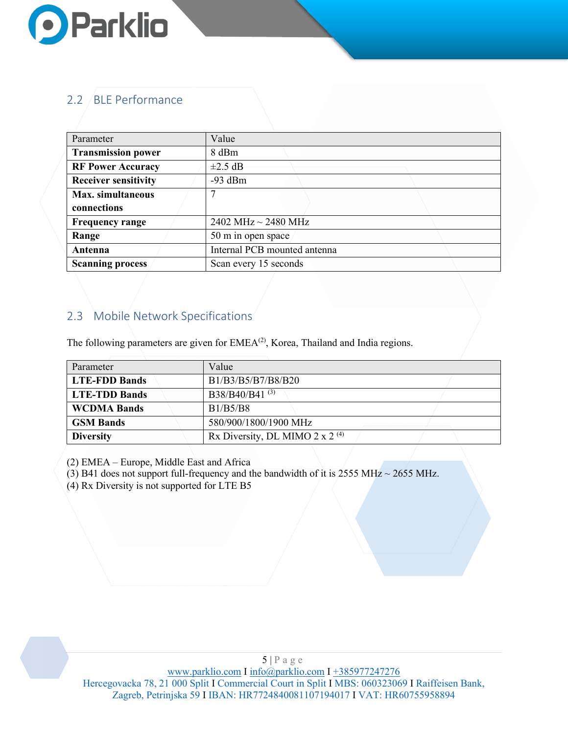## 2.2 BLE Performance

| Parameter | Value |
|---|---|
| **Transmission power** | 8 dBm |
| **RF Power Accuracy** | ±2.5 dB |
| **Receiver sensitivity** | -93 dBm |
| **Max. simultaneous connections** | 7 |
| **Frequency range** | 2402 MHz ~ 2480 MHz |
| **Range** | 50 m in open space |
| **Antenna** | Internal PCB mounted antenna |
| **Scanning process** | Scan every 15 seconds |

## 2.3 Mobile Network Specifications

The following parameters are given for EMEA(2), Korea, Thailand and India regions.

| Parameter | Value |
|---|---|
| **LTE-FDD Bands** | B1/B3/B5/B7/B8/B20 |
| **LTE-TDD Bands** | B38/B40/B41 (3) |
| **WCDMA Bands** | B1/B5/B8 |
| **GSM Bands** | 580/900/1800/1900 MHz |
| **Diversity** | Rx Diversity, DL MIMO 2 x 2 (4) |

(2) EMEA – Europe, Middle East and Africa
(3) B41 does not support full-frequency and the bandwidth of it is 2555 MHz ~ 2655 MHz.
(4) Rx Diversity is not supported for LTE B5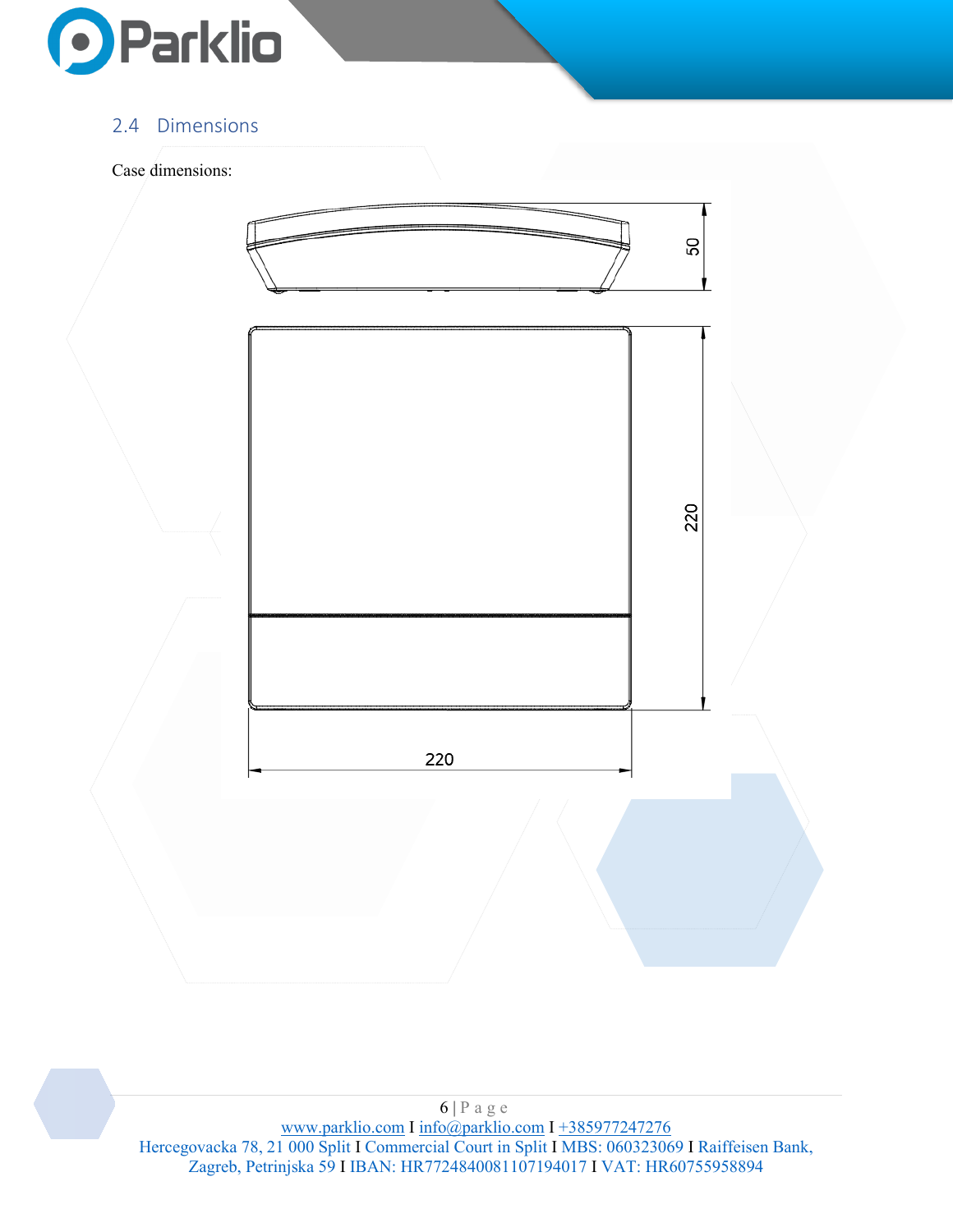## 2.4 Dimensions

Case dimensions: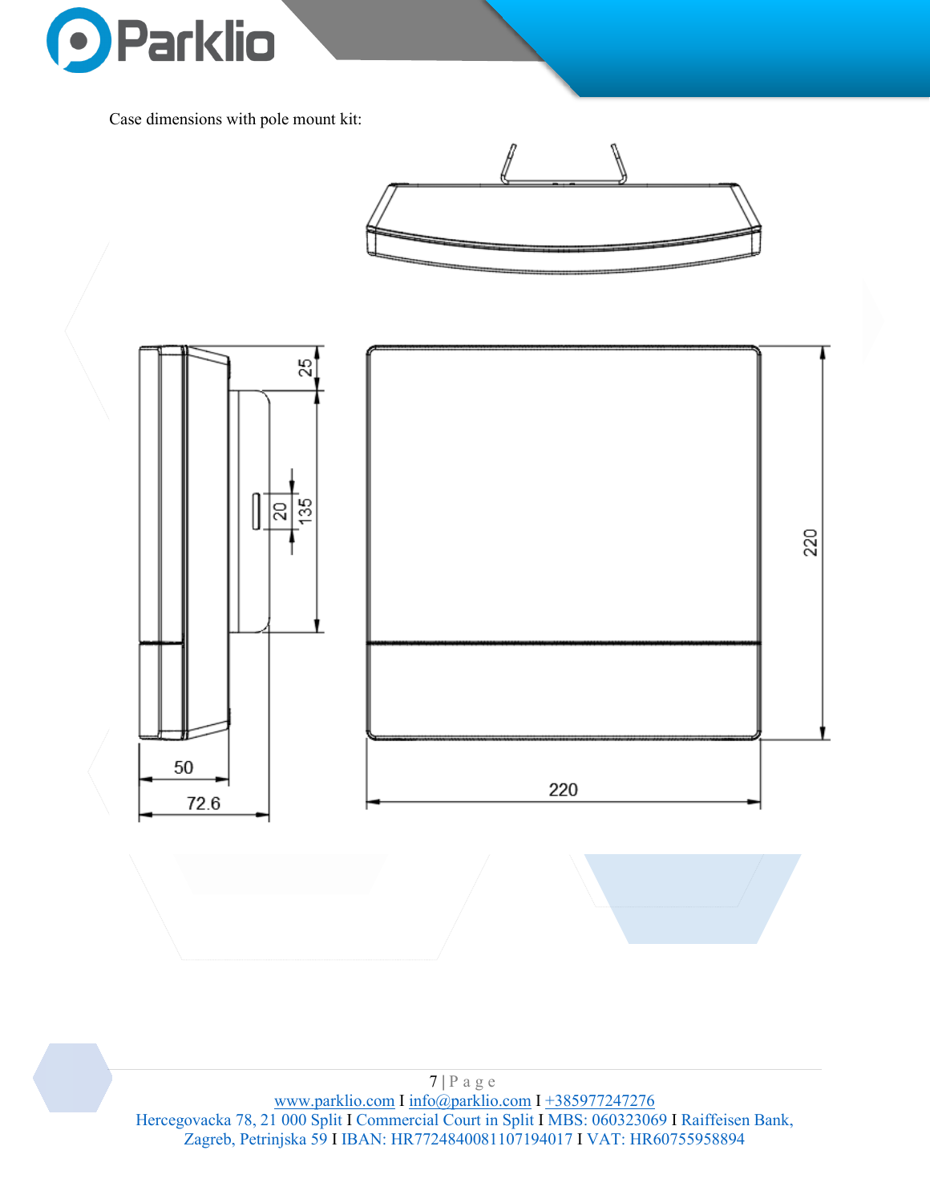Case dimensions with pole mount kit:

25

20

135

220

50

72.6

220